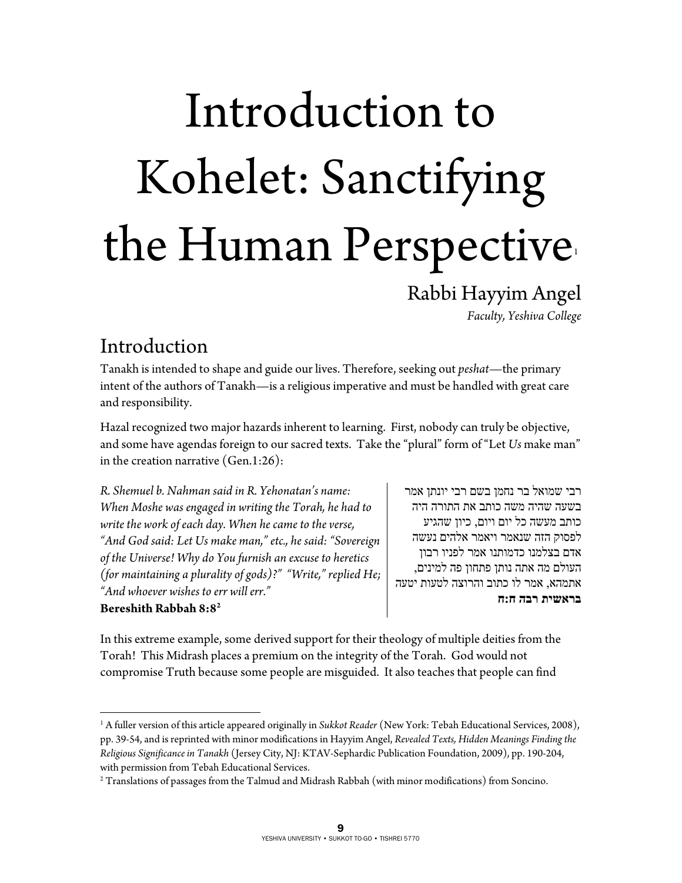# Introduction to Kohelet: Sanctifying the Human Perspective[1]

Rabbi Hayyim Angel

*Faculty, Yeshiva College*

## Introduction

Tanakh is intended to shape and guide our lives. Therefore, seeking out *peshat*—the primary intent of the authors of Tanakh—is a religious imperative and must be handled with great care and responsibility.

Hazal recognized two major hazards inherent to learning. First, nobody can truly be objective, and some have agendas foreign to our sacred texts. Take the "plural" form of "Let *Us* make man" in the creation narrative (Gen.1:26):

*R. Shemuel b. Nahman said in R. Yehonatan's name: When Moshe was engaged in writing the Torah, he had to write the work of each day. When he came to the verse, "And God said: Let Us make man," etc., he said: "Sovereign of the Universe! Why do You furnish an excuse to heretics (for maintaining a plurality of gods)?" "Write," replied He; "And whoever wishes to err will err."*
**Bereshith Rabbah 8:8**[2]

רבי שמואל בר נחמן בשם רבי יונתן אמר בשעה שהיה משה כותב את התורה היה כותב מעשה כל יום ויום, כיון שהגיע לפסוק הזה שנאמר ויאמר אלהים נעשה אדם בצלמנו כדמותנו אמר לפניו רבון העולם מה אתה נותן פתחון פה למינים, אתמהא, אמר לו כתוב והרוצה לטעות יטעה
**בראשית רבה ח:ח**

In this extreme example, some derived support for their theology of multiple deities from the Torah! This Midrash places a premium on the integrity of the Torah. God would not compromise Truth because some people are misguided. It also teaches that people can find

---

[1] A fuller version of this article appeared originally in *Sukkot Reader* (New York: Tebah Educational Services, 2008), pp. 39-54, and is reprinted with minor modifications in Hayyim Angel, *Revealed Texts, Hidden Meanings Finding the Religious Significance in Tanakh* (Jersey City, NJ: KTAV-Sephardic Publication Foundation, 2009), pp. 190-204, with permission from Tebah Educational Services.

[2] Translations of passages from the Talmud and Midrash Rabbah (with minor modifications) from Soncino.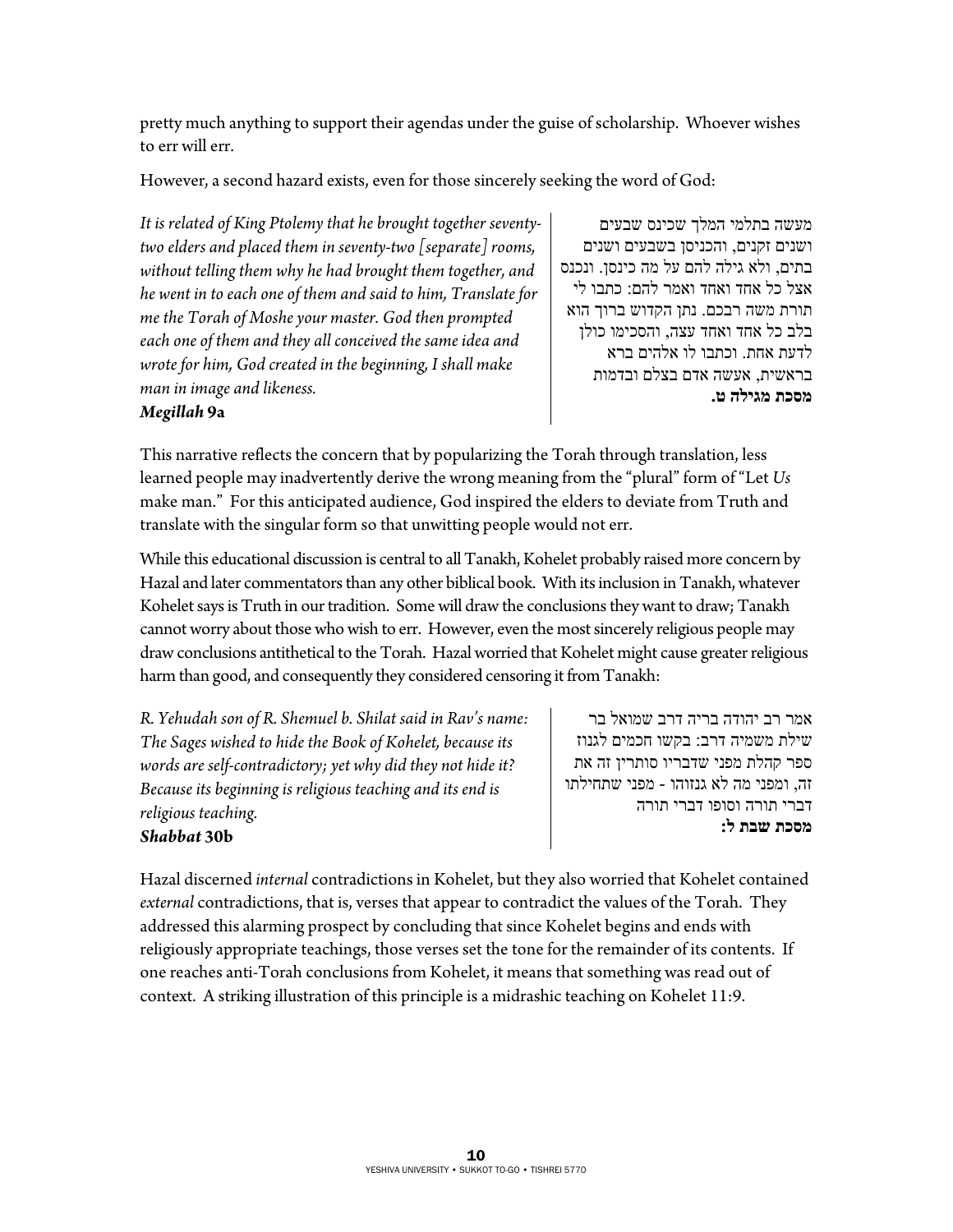pretty much anything to support their agendas under the guise of scholarship. Whoever wishes to err will err.

However, a second hazard exists, even for those sincerely seeking the word of God:

*It is related of King Ptolemy that he brought together seventy-two elders and placed them in seventy-two [separate] rooms, without telling them why he had brought them together, and he went in to each one of them and said to him, Translate for me the Torah of Moshe your master. God then prompted each one of them and they all conceived the same idea and wrote for him, God created in the beginning, I shall make man in image and likeness.*
***Megillah* 9a**

מעשה בתלמי המלך שכינס שבעים ושנים זקנים, והכניסן בשבעים ושנים בתים, ולא גילה להם על מה כינסן. ונכנס אצל כל אחד ואחד ואמר להם: כתבו לי תורת משה רבכם. נתן הקדוש ברוך הוא בלב כל אחד ואחד עצה, והסכימו כולן לדעת אחת. וכתבו לו אלהים ברא בראשית, אעשה אדם בצלם ובדמות
**מסכת מגילה ט.**

This narrative reflects the concern that by popularizing the Torah through translation, less learned people may inadvertently derive the wrong meaning from the "plural" form of "Let *Us* make man." For this anticipated audience, God inspired the elders to deviate from Truth and translate with the singular form so that unwitting people would not err.

While this educational discussion is central to all Tanakh, Kohelet probably raised more concern by Hazal and later commentators than any other biblical book. With its inclusion in Tanakh, whatever Kohelet says is Truth in our tradition. Some will draw the conclusions they want to draw; Tanakh cannot worry about those who wish to err. However, even the most sincerely religious people may draw conclusions antithetical to the Torah. Hazal worried that Kohelet might cause greater religious harm than good, and consequently they considered censoring it from Tanakh:

*R. Yehudah son of R. Shemuel b. Shilat said in Rav's name: The Sages wished to hide the Book of Kohelet, because its words are self-contradictory; yet why did they not hide it? Because its beginning is religious teaching and its end is religious teaching.*
***Shabbat* 30b**

אמר רב יהודה בריה דרב שמואל בר שילת משמיה דרב: בקשו חכמים לגנוז ספר קהלת מפני שדבריו סותרין זה את זה, ומפני מה לא גנזוהו - מפני שתחילתו דברי תורה וסופו דברי תורה
**מסכת שבת ל:**

Hazal discerned *internal* contradictions in Kohelet, but they also worried that Kohelet contained *external* contradictions, that is, verses that appear to contradict the values of the Torah. They addressed this alarming prospect by concluding that since Kohelet begins and ends with religiously appropriate teachings, those verses set the tone for the remainder of its contents. If one reaches anti-Torah conclusions from Kohelet, it means that something was read out of context. A striking illustration of this principle is a midrashic teaching on Kohelet 11:9.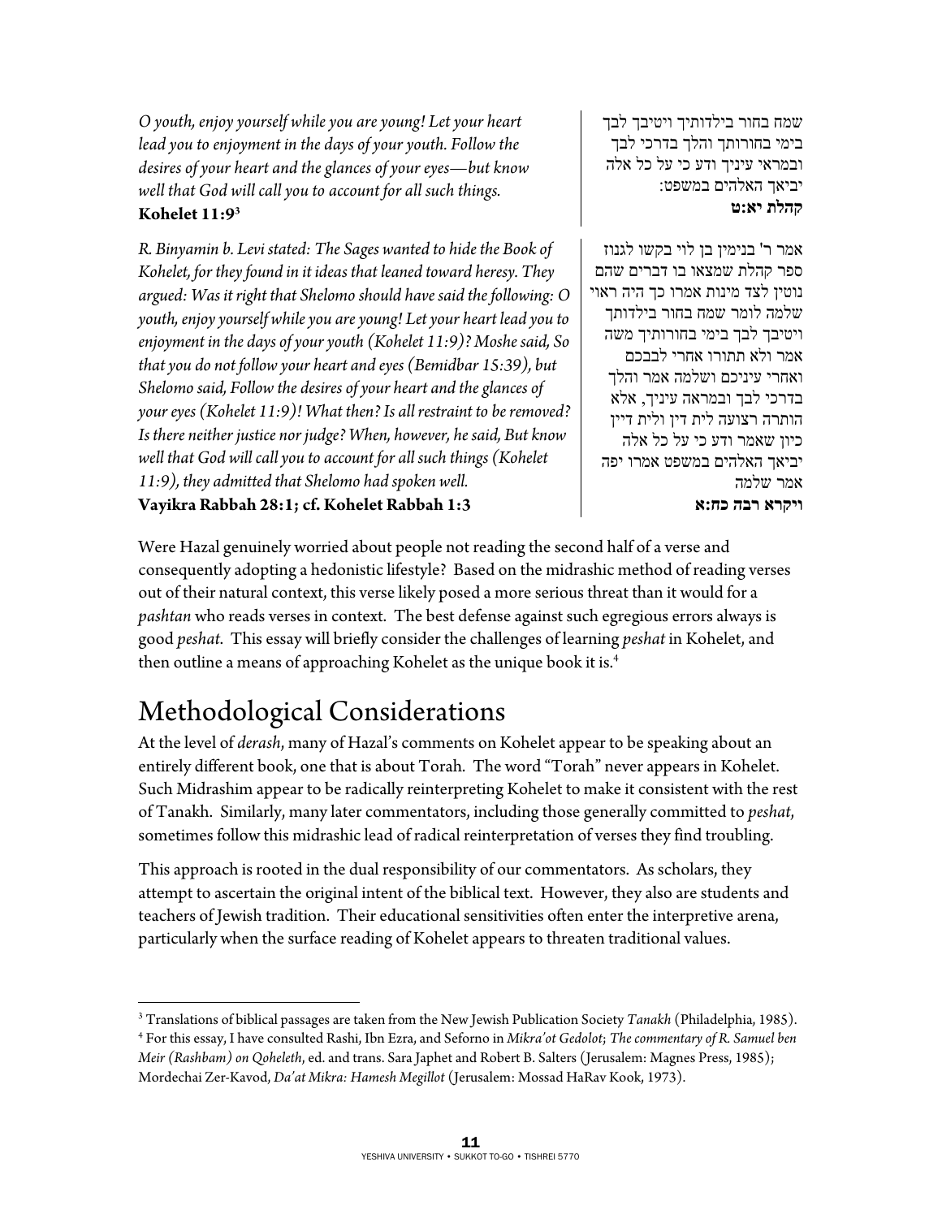*O youth, enjoy yourself while you are young! Let your heart lead you to enjoyment in the days of your youth. Follow the desires of your heart and the glances of your eyes—but know well that God will call you to account for all such things.*
**Kohelet 11:9**[3]

שמח בחור בילדותיך ויטיבך לבך בימי בחורותך והלך בדרכי לבך ובמראי עיניך ודע כי על כל אלה יביאך האלהים במשפט:
**קהלת יא:ט**

*R. Binyamin b. Levi stated: The Sages wanted to hide the Book of Kohelet, for they found in it ideas that leaned toward heresy. They argued: Was it right that Shelomo should have said the following: O youth, enjoy yourself while you are young! Let your heart lead you to enjoyment in the days of your youth (Kohelet 11:9)? Moshe said, So that you do not follow your heart and eyes (Bemidbar 15:39), but Shelomo said, Follow the desires of your heart and the glances of your eyes (Kohelet 11:9)! What then? Is all restraint to be removed? Is there neither justice nor judge? When, however, he said, But know well that God will call you to account for all such things (Kohelet 11:9), they admitted that Shelomo had spoken well.*
**Vayikra Rabbah 28:1; cf. Kohelet Rabbah 1:3**

אמר ר' בנימין בן לוי בקשו לגנוז ספר קהלת שמצאו בו דברים שהם נוטין לצד מינות אמרו כך היה ראוי שלמה לומר שמח בחור בילדותך ויטיבך לבך בימי בחורותיך משה אמר ולא תתורו אחרי לבבכם ואחרי עיניכם ושלמה אמר והלך בדרכי לבך ובמראה עיניך, אלא הותרה רצועה לית דין ולית דיין כיון שאמר ודע כי על כל אלה יביאך האלהים במשפט אמרו יפה אמר שלמה
**ויקרא רבה כח:א**

Were Hazal genuinely worried about people not reading the second half of a verse and consequently adopting a hedonistic lifestyle? Based on the midrashic method of reading verses out of their natural context, this verse likely posed a more serious threat than it would for a *pashtan* who reads verses in context. The best defense against such egregious errors always is good *peshat*. This essay will briefly consider the challenges of learning *peshat* in Kohelet, and then outline a means of approaching Kohelet as the unique book it is.[4]

# Methodological Considerations

At the level of *derash*, many of Hazal's comments on Kohelet appear to be speaking about an entirely different book, one that is about Torah. The word "Torah" never appears in Kohelet. Such Midrashim appear to be radically reinterpreting Kohelet to make it consistent with the rest of Tanakh. Similarly, many later commentators, including those generally committed to *peshat*, sometimes follow this midrashic lead of radical reinterpretation of verses they find troubling.

This approach is rooted in the dual responsibility of our commentators. As scholars, they attempt to ascertain the original intent of the biblical text. However, they also are students and teachers of Jewish tradition. Their educational sensitivities often enter the interpretive arena, particularly when the surface reading of Kohelet appears to threaten traditional values.

---

[3] Translations of biblical passages are taken from the New Jewish Publication Society *Tanakh* (Philadelphia, 1985).

[4] For this essay, I have consulted Rashi, Ibn Ezra, and Seforno in *Mikra'ot Gedolot*; *The commentary of R. Samuel ben Meir (Rashbam) on Qoheleth*, ed. and trans. Sara Japhet and Robert B. Salters (Jerusalem: Magnes Press, 1985); Mordechai Zer-Kavod, *Da'at Mikra: Hamesh Megillot* (Jerusalem: Mossad HaRav Kook, 1973).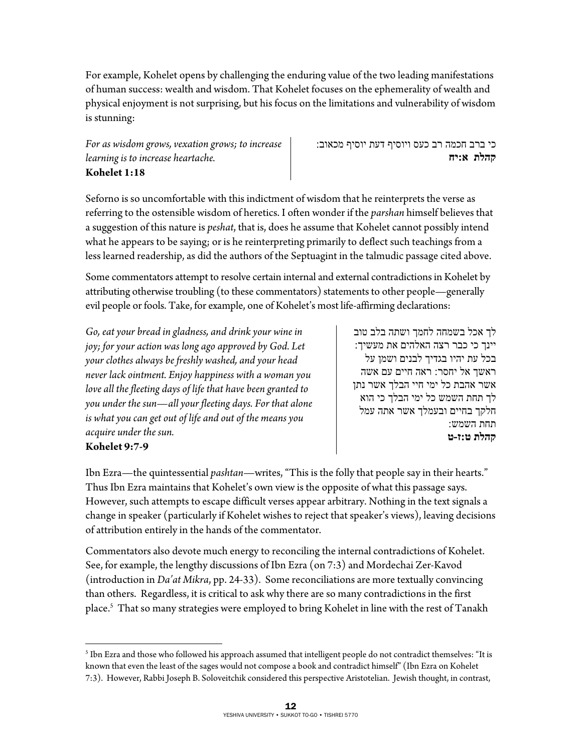For example, Kohelet opens by challenging the enduring value of the two leading manifestations of human success: wealth and wisdom. That Kohelet focuses on the ephemerality of wealth and physical enjoyment is not surprising, but his focus on the limitations and vulnerability of wisdom is stunning:

*For as wisdom grows, vexation grows; to increase learning is to increase heartache.*
**Kohelet 1:18**

כי ברב חכמה רב כעס ויוסיף דעת יוסיף מכאוב:
**קהלת א:יח**

Seforno is so uncomfortable with this indictment of wisdom that he reinterprets the verse as referring to the ostensible wisdom of heretics. I often wonder if the *parshan* himself believes that a suggestion of this nature is *peshat*, that is, does he assume that Kohelet cannot possibly intend what he appears to be saying; or is he reinterpreting primarily to deflect such teachings from a less learned readership, as did the authors of the Septuagint in the talmudic passage cited above.

Some commentators attempt to resolve certain internal and external contradictions in Kohelet by attributing otherwise troubling (to these commentators) statements to other people—generally evil people or fools. Take, for example, one of Kohelet's most life-affirming declarations:

*Go, eat your bread in gladness, and drink your wine in joy; for your action was long ago approved by God. Let your clothes always be freshly washed, and your head never lack ointment. Enjoy happiness with a woman you love all the fleeting days of life that have been granted to you under the sun—all your fleeting days. For that alone is what you can get out of life and out of the means you acquire under the sun.*
**Kohelet 9:7-9**

לך אכל בשמחה לחמך ושתה בלב טוב יינך כי כבר רצה האלהים את מעשיך: בכל עת יהיו בגדיך לבנים ושמן על ראשך אל יחסר: ראה חיים עם אשה אשר אהבת כל ימי חיי הבלך אשר נתן לך תחת השמש כל ימי הבלך כי הוא חלקך בחיים ובעמלך אשר אתה עמל תחת השמש:
**קהלת ט:ז-ט**

Ibn Ezra—the quintessential *pashtan*—writes, "This is the folly that people say in their hearts." Thus Ibn Ezra maintains that Kohelet's own view is the opposite of what this passage says. However, such attempts to escape difficult verses appear arbitrary. Nothing in the text signals a change in speaker (particularly if Kohelet wishes to reject that speaker's views), leaving decisions of attribution entirely in the hands of the commentator.

Commentators also devote much energy to reconciling the internal contradictions of Kohelet. See, for example, the lengthy discussions of Ibn Ezra (on 7:3) and Mordechai Zer-Kavod (introduction in *Da'at Mikra*, pp. 24-33). Some reconciliations are more textually convincing than others. Regardless, it is critical to ask why there are so many contradictions in the first place.[5] That so many strategies were employed to bring Kohelet in line with the rest of Tanakh

---

[5] Ibn Ezra and those who followed his approach assumed that intelligent people do not contradict themselves: "It is known that even the least of the sages would not compose a book and contradict himself" (Ibn Ezra on Kohelet 7:3). However, Rabbi Joseph B. Soloveitchik considered this perspective Aristotelian. Jewish thought, in contrast,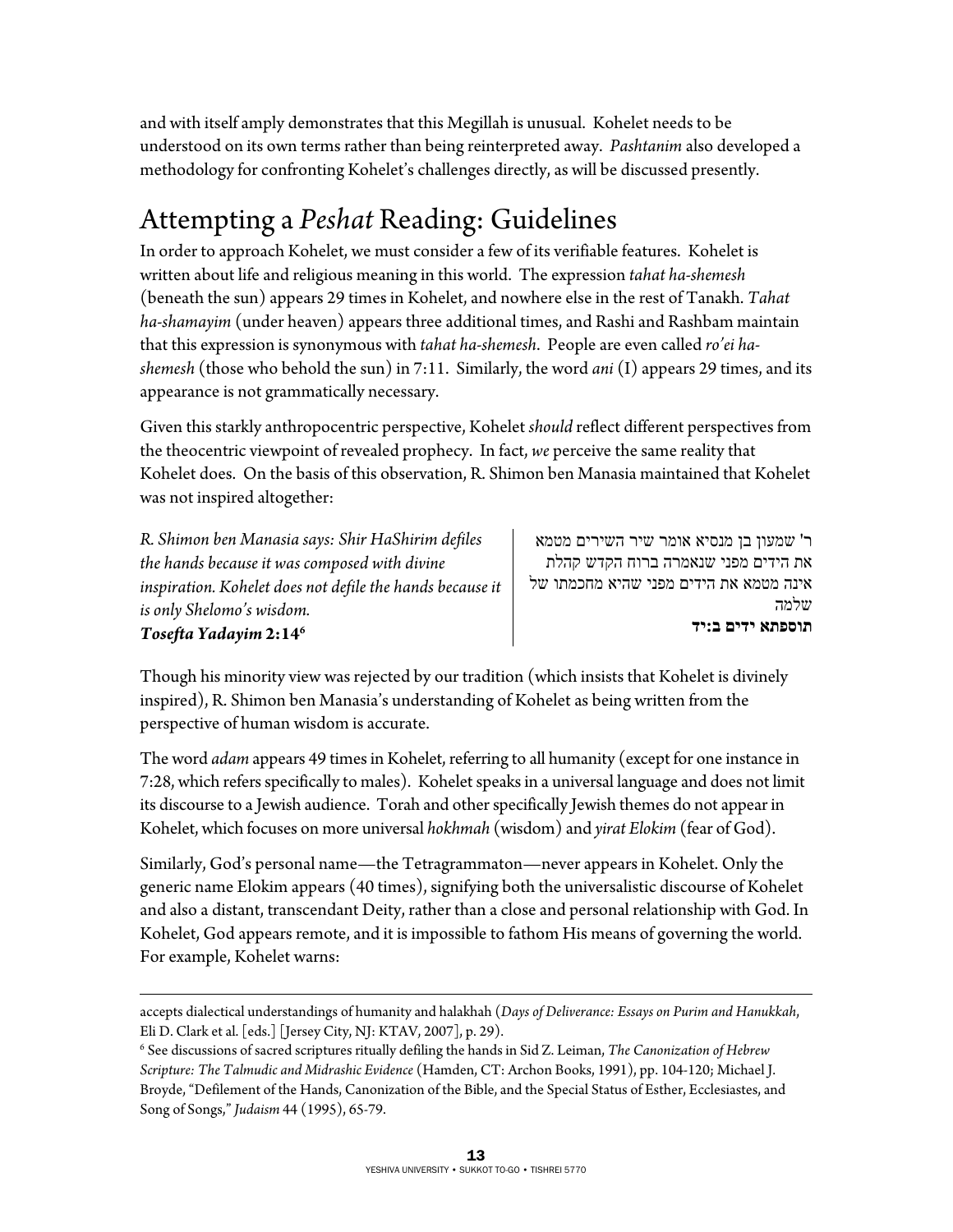and with itself amply demonstrates that this Megillah is unusual. Kohelet needs to be understood on its own terms rather than being reinterpreted away. *Pashtanim* also developed a methodology for confronting Kohelet's challenges directly, as will be discussed presently.

# Attempting a *Peshat* Reading: Guidelines

In order to approach Kohelet, we must consider a few of its verifiable features. Kohelet is written about life and religious meaning in this world. The expression *tahat ha-shemesh* (beneath the sun) appears 29 times in Kohelet, and nowhere else in the rest of Tanakh. *Tahat ha-shamayim* (under heaven) appears three additional times, and Rashi and Rashbam maintain that this expression is synonymous with *tahat ha-shemesh*. People are even called *ro'ei ha-shemesh* (those who behold the sun) in 7:11. Similarly, the word *ani* (I) appears 29 times, and its appearance is not grammatically necessary.

Given this starkly anthropocentric perspective, Kohelet *should* reflect different perspectives from the theocentric viewpoint of revealed prophecy. In fact, *we* perceive the same reality that Kohelet does. On the basis of this observation, R. Shimon ben Manasia maintained that Kohelet was not inspired altogether:

*R. Shimon ben Manasia says: Shir HaShirim defiles the hands because it was composed with divine inspiration. Kohelet does not defile the hands because it is only Shelomo's wisdom.*
***Tosefta Yadayim* 2:14**[6]

ר' שמעון בן מנסיא אומר שיר השירים מטמא את הידים מפני שנאמרה ברוח הקדש קהלת אינה מטמא את הידים מפני שהיא מחכמתו של שלמה
**תוספתא ידים ב:יד**

Though his minority view was rejected by our tradition (which insists that Kohelet is divinely inspired), R. Shimon ben Manasia's understanding of Kohelet as being written from the perspective of human wisdom is accurate.

The word *adam* appears 49 times in Kohelet, referring to all humanity (except for one instance in 7:28, which refers specifically to males). Kohelet speaks in a universal language and does not limit its discourse to a Jewish audience. Torah and other specifically Jewish themes do not appear in Kohelet, which focuses on more universal *hokhmah* (wisdom) and *yirat Elokim* (fear of God).

Similarly, God's personal name—the Tetragrammaton—never appears in Kohelet. Only the generic name Elokim appears (40 times), signifying both the universalistic discourse of Kohelet and also a distant, transcendant Deity, rather than a close and personal relationship with God. In Kohelet, God appears remote, and it is impossible to fathom His means of governing the world. For example, Kohelet warns:

---

accepts dialectical understandings of humanity and halakhah (*Days of Deliverance: Essays on Purim and Hanukkah*, Eli D. Clark et al. [eds.] [Jersey City, NJ: KTAV, 2007], p. 29).

[6] See discussions of sacred scriptures ritually defiling the hands in Sid Z. Leiman, *The Canonization of Hebrew Scripture: The Talmudic and Midrashic Evidence* (Hamden, CT: Archon Books, 1991), pp. 104-120; Michael J. Broyde, "Defilement of the Hands, Canonization of the Bible, and the Special Status of Esther, Ecclesiastes, and Song of Songs," *Judaism* 44 (1995), 65-79.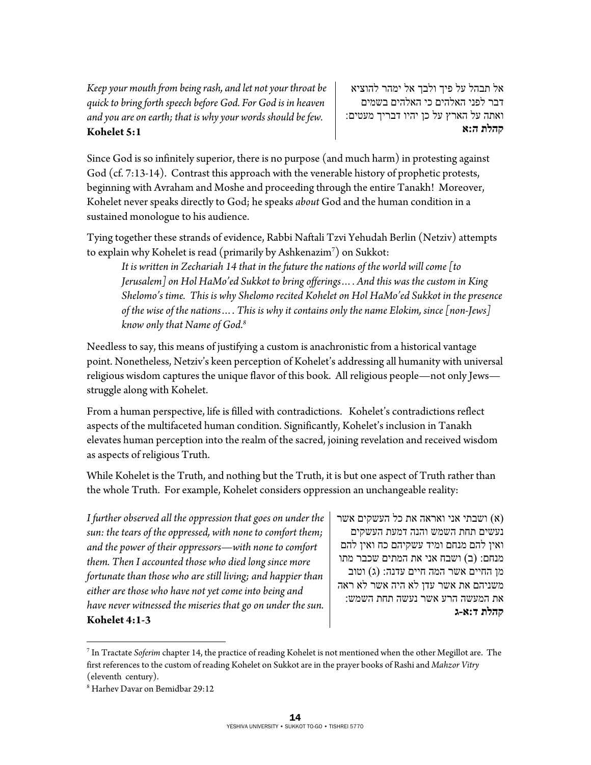*Keep your mouth from being rash, and let not your throat be quick to bring forth speech before God. For God is in heaven and you are on earth; that is why your words should be few.*
**Kohelet 5:1**

אל תבהל על פיך ולבך אל ימהר להוציא דבר לפני האלהים כי האלהים בשמים ואתה על הארץ על כן יהיו דבריך מעטים:
**קהלת ה:א**

Since God is so infinitely superior, there is no purpose (and much harm) in protesting against God (cf. 7:13-14). Contrast this approach with the venerable history of prophetic protests, beginning with Avraham and Moshe and proceeding through the entire Tanakh! Moreover, Kohelet never speaks directly to God; he speaks *about* God and the human condition in a sustained monologue to his audience.

Tying together these strands of evidence, Rabbi Naftali Tzvi Yehudah Berlin (Netziv) attempts to explain why Kohelet is read (primarily by Ashkenazim[7]) on Sukkot:

> *It is written in Zechariah 14 that in the future the nations of the world will come [to Jerusalem] on Hol HaMo'ed Sukkot to bring offerings…. And this was the custom in King Shelomo's time. This is why Shelomo recited Kohelet on Hol HaMo'ed Sukkot in the presence of the wise of the nations…. This is why it contains only the name Elokim, since [non-Jews] know only that Name of God.*[8]

Needless to say, this means of justifying a custom is anachronistic from a historical vantage point. Nonetheless, Netziv's keen perception of Kohelet's addressing all humanity with universal religious wisdom captures the unique flavor of this book. All religious people—not only Jews—struggle along with Kohelet.

From a human perspective, life is filled with contradictions. Kohelet's contradictions reflect aspects of the multifaceted human condition. Significantly, Kohelet's inclusion in Tanakh elevates human perception into the realm of the sacred, joining revelation and received wisdom as aspects of religious Truth.

While Kohelet is the Truth, and nothing but the Truth, it is but one aspect of Truth rather than the whole Truth. For example, Kohelet considers oppression an unchangeable reality:

*I further observed all the oppression that goes on under the sun: the tears of the oppressed, with none to comfort them; and the power of their oppressors—with none to comfort them. Then I accounted those who died long since more fortunate than those who are still living; and happier than either are those who have not yet come into being and have never witnessed the miseries that go on under the sun.*
**Kohelet 4:1-3**

(א) ושבתי אני ואראה את כל העשקים אשר נעשים תחת השמש והנה דמעת העשקים ואין להם מנחם ומיד עשקיהם כח ואין להם מנחם: (ב) ושבח אני את המתים שכבר מתו מן החיים אשר המה חיים עדנה: (ג) וטוב משניהם את אשר עדן לא היה אשר לא ראה את המעשה הרע אשר נעשה תחת השמש:
**קהלת ד:א-ג**

---

[7] In Tractate *Soferim* chapter 14, the practice of reading Kohelet is not mentioned when the other Megillot are. The first references to the custom of reading Kohelet on Sukkot are in the prayer books of Rashi and *Mahzor Vitry* (eleventh century).

[8] Harhev Davar on Bemidbar 29:12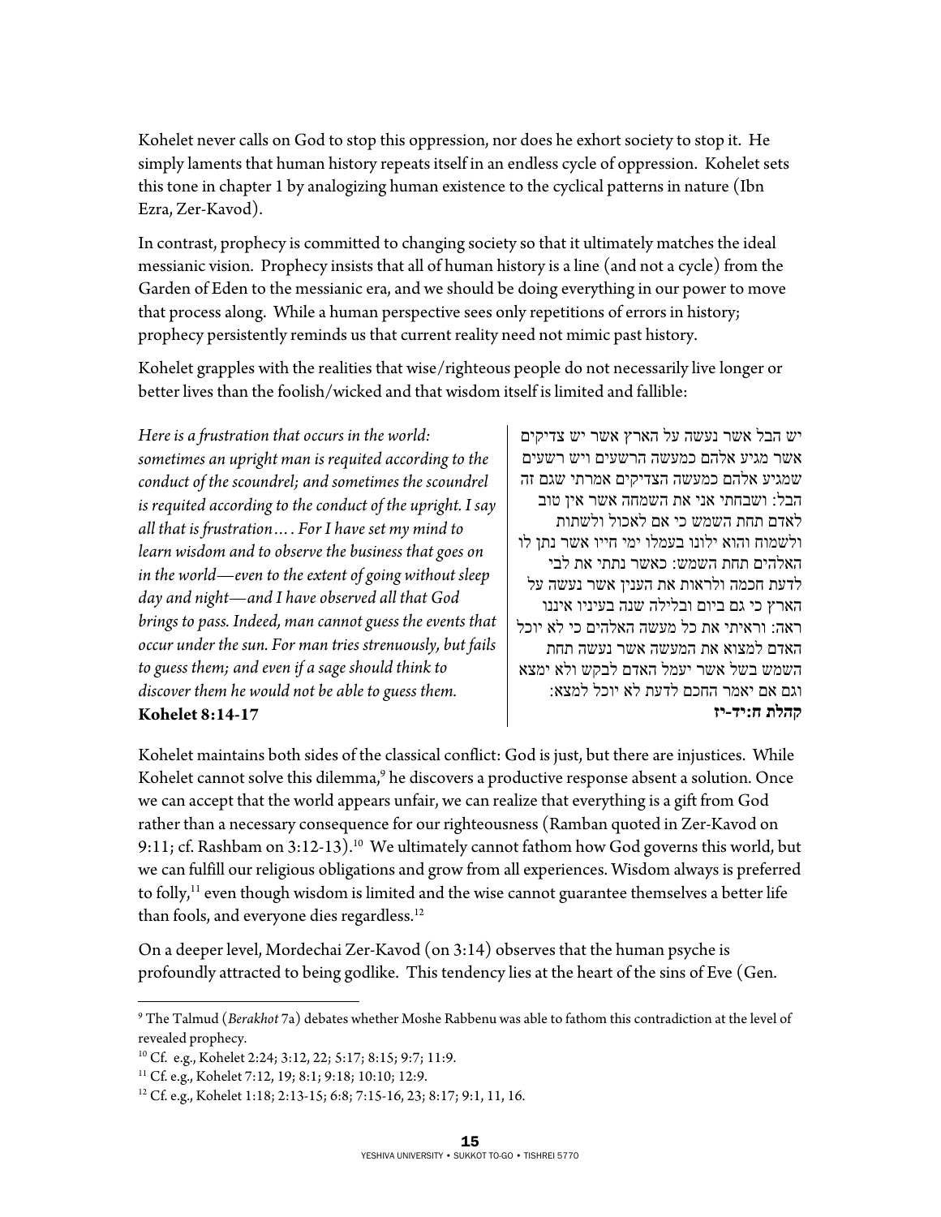Kohelet never calls on God to stop this oppression, nor does he exhort society to stop it. He simply laments that human history repeats itself in an endless cycle of oppression. Kohelet sets this tone in chapter 1 by analogizing human existence to the cyclical patterns in nature (Ibn Ezra, Zer-Kavod).

In contrast, prophecy is committed to changing society so that it ultimately matches the ideal messianic vision. Prophecy insists that all of human history is a line (and not a cycle) from the Garden of Eden to the messianic era, and we should be doing everything in our power to move that process along. While a human perspective sees only repetitions of errors in history; prophecy persistently reminds us that current reality need not mimic past history.

Kohelet grapples with the realities that wise/righteous people do not necessarily live longer or better lives than the foolish/wicked and that wisdom itself is limited and fallible:

*Here is a frustration that occurs in the world: sometimes an upright man is requited according to the conduct of the scoundrel; and sometimes the scoundrel is requited according to the conduct of the upright. I say all that is frustration…. For I have set my mind to learn wisdom and to observe the business that goes on in the world—even to the extent of going without sleep day and night—and I have observed all that God brings to pass. Indeed, man cannot guess the events that occur under the sun. For man tries strenuously, but fails to guess them; and even if a sage should think to discover them he would not be able to guess them.*
**Kohelet 8:14-17**

יש הבל אשר נעשה על הארץ אשר יש צדיקים אשר מגיע אלהם כמעשה הרשעים ויש רשעים שמגיע אלהם כמעשה הצדיקים אמרתי שגם זה הבל: ושבחתי אני את השמחה אשר אין טוב לאדם תחת השמש כי אם לאכול ולשתות ולשמוח והוא ילונו בעמלו ימי חייו אשר נתן לו האלהים תחת השמש: כאשר נתתי את לבי לדעת חכמה ולראות את הענין אשר נעשה על הארץ כי גם ביום ובלילה שנה בעיניו איננו ראה: וראיתי את כל מעשה האלהים כי לא יוכל האדם למצוא את המעשה אשר נעשה תחת השמש בשל אשר יעמל האדם לבקש ולא ימצא וגם אם יאמר החכם לדעת לא יוכל למצא:
**קהלת ח:יד-יז**

Kohelet maintains both sides of the classical conflict: God is just, but there are injustices. While Kohelet cannot solve this dilemma,[9] he discovers a productive response absent a solution. Once we can accept that the world appears unfair, we can realize that everything is a gift from God rather than a necessary consequence for our righteousness (Ramban quoted in Zer-Kavod on 9:11; cf. Rashbam on 3:12-13).[10] We ultimately cannot fathom how God governs this world, but we can fulfill our religious obligations and grow from all experiences. Wisdom always is preferred to folly,[11] even though wisdom is limited and the wise cannot guarantee themselves a better life than fools, and everyone dies regardless.[12]

On a deeper level, Mordechai Zer-Kavod (on 3:14) observes that the human psyche is profoundly attracted to being godlike. This tendency lies at the heart of the sins of Eve (Gen.

---

[9] The Talmud (*Berakhot* 7a) debates whether Moshe Rabbenu was able to fathom this contradiction at the level of revealed prophecy.

[10] Cf. e.g., Kohelet 2:24; 3:12, 22; 5:17; 8:15; 9:7; 11:9.

[11] Cf. e.g., Kohelet 7:12, 19; 8:1; 9:18; 10:10; 12:9.

[12] Cf. e.g., Kohelet 1:18; 2:13-15; 6:8; 7:15-16, 23; 8:17; 9:1, 11, 16.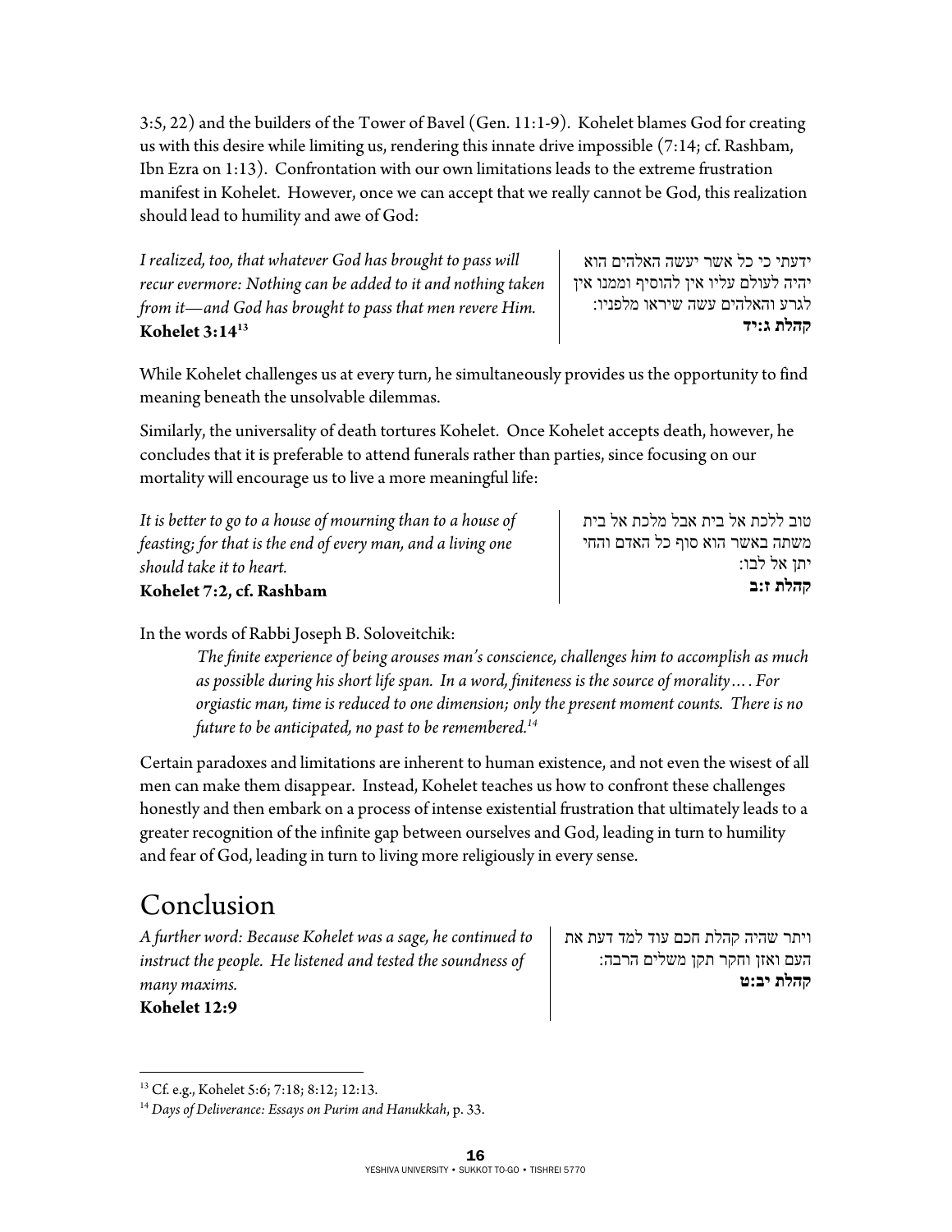3:5, 22) and the builders of the Tower of Bavel (Gen. 11:1-9). Kohelet blames God for creating us with this desire while limiting us, rendering this innate drive impossible (7:14; cf. Rashbam, Ibn Ezra on 1:13). Confrontation with our own limitations leads to the extreme frustration manifest in Kohelet. However, once we can accept that we really cannot be God, this realization should lead to humility and awe of God:

*I realized, too, that whatever God has brought to pass will recur evermore: Nothing can be added to it and nothing taken from it—and God has brought to pass that men revere Him.*
**Kohelet 3:14**[13]

ידעתי כי כל אשר יעשה האלהים הוא יהיה לעולם אין עליו אין להוסיף וממנו אין לגרע והאלהים עשה שיראו מלפניו:
**קהלת ג:יד**

While Kohelet challenges us at every turn, he simultaneously provides us the opportunity to find meaning beneath the unsolvable dilemmas.

Similarly, the universality of death tortures Kohelet. Once Kohelet accepts death, however, he concludes that it is preferable to attend funerals rather than parties, since focusing on our mortality will encourage us to live a more meaningful life:

*It is better to go to a house of mourning than to a house of feasting; for that is the end of every man, and a living one should take it to heart.*
**Kohelet 7:2, cf. Rashbam**

טוב ללכת אל בית אבל מלכת אל בית משתה באשר הוא סוף כל האדם והחי יתן אל לבו:
**קהלת ז:ב**

In the words of Rabbi Joseph B. Soloveitchik:

> *The finite experience of being arouses man's conscience, challenges him to accomplish as much as possible during his short life span. In a word, finiteness is the source of morality…. For orgiastic man, time is reduced to one dimension; only the present moment counts. There is no future to be anticipated, no past to be remembered.*[14]

Certain paradoxes and limitations are inherent to human existence, and not even the wisest of all men can make them disappear. Instead, Kohelet teaches us how to confront these challenges honestly and then embark on a process of intense existential frustration that ultimately leads to a greater recognition of the infinite gap between ourselves and God, leading in turn to humility and fear of God, leading in turn to living more religiously in every sense.

# Conclusion

*A further word: Because Kohelet was a sage, he continued to instruct the people. He listened and tested the soundness of many maxims.*
**Kohelet 12:9**

ויתר שהיה קהלת חכם עוד למד דעת את העם ואזן וחקר תקן משלים הרבה:
**קהלת יב:ט**

---

[13] Cf. e.g., Kohelet 5:6; 7:18; 8:12; 12:13.

[14] *Days of Deliverance: Essays on Purim and Hanukkah*, p. 33.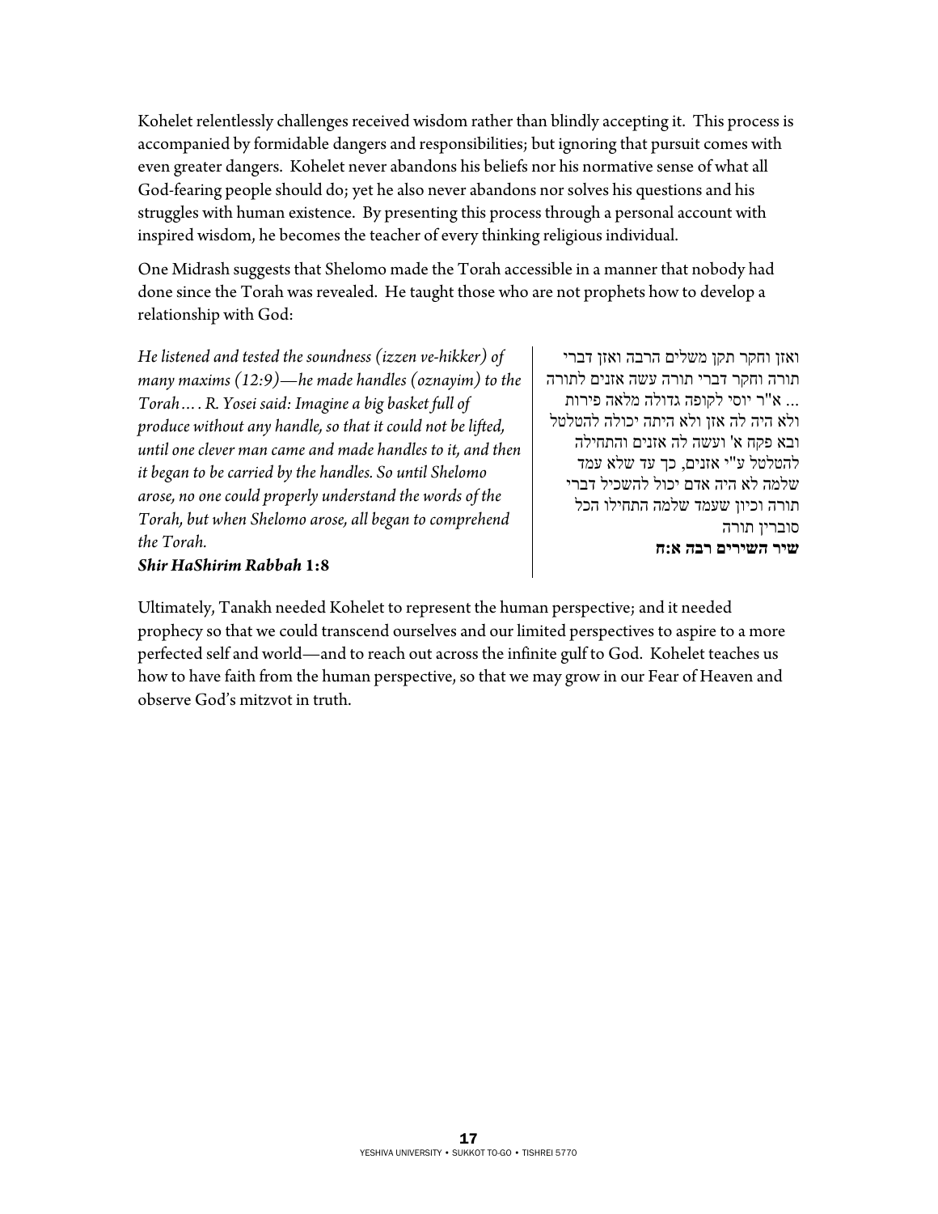Kohelet relentlessly challenges received wisdom rather than blindly accepting it. This process is accompanied by formidable dangers and responsibilities; but ignoring that pursuit comes with even greater dangers. Kohelet never abandons his beliefs nor his normative sense of what all God-fearing people should do; yet he also never abandons nor solves his questions and his struggles with human existence. By presenting this process through a personal account with inspired wisdom, he becomes the teacher of every thinking religious individual.

One Midrash suggests that Shelomo made the Torah accessible in a manner that nobody had done since the Torah was revealed. He taught those who are not prophets how to develop a relationship with God:

*He listened and tested the soundness (izzen ve-hikker) of many maxims (12:9)—he made handles (oznayim) to the Torah… . R. Yosei said: Imagine a big basket full of produce without any handle, so that it could not be lifted, until one clever man came and made handles to it, and then it began to be carried by the handles. So until Shelomo arose, no one could properly understand the words of the Torah, but when Shelomo arose, all began to comprehend the Torah.*

***Shir HaShirim Rabbah* 1:8**

ואזן וחקר תקן משלים הרבה ואזן דברי תורה וחקר דברי תורה עשה אזנים לתורה ... א"ר יוסי לקופה גדולה מלאה פירות ולא היה לה אזן ולא היתה יכולה להטלטל ובא פקח א' ועשה לה אזנים והתחילה להטלטל ע"י אזנים, כך עד שלא עמד שלמה לא היה אדם יכול להשכיל דברי תורה וכיון שעמד שלמה התחילו הכל סוברין תורה

**שיר השירים רבה א:ח**

Ultimately, Tanakh needed Kohelet to represent the human perspective; and it needed prophecy so that we could transcend ourselves and our limited perspectives to aspire to a more perfected self and world—and to reach out across the infinite gulf to God. Kohelet teaches us how to have faith from the human perspective, so that we may grow in our Fear of Heaven and observe God's mitzvot in truth.